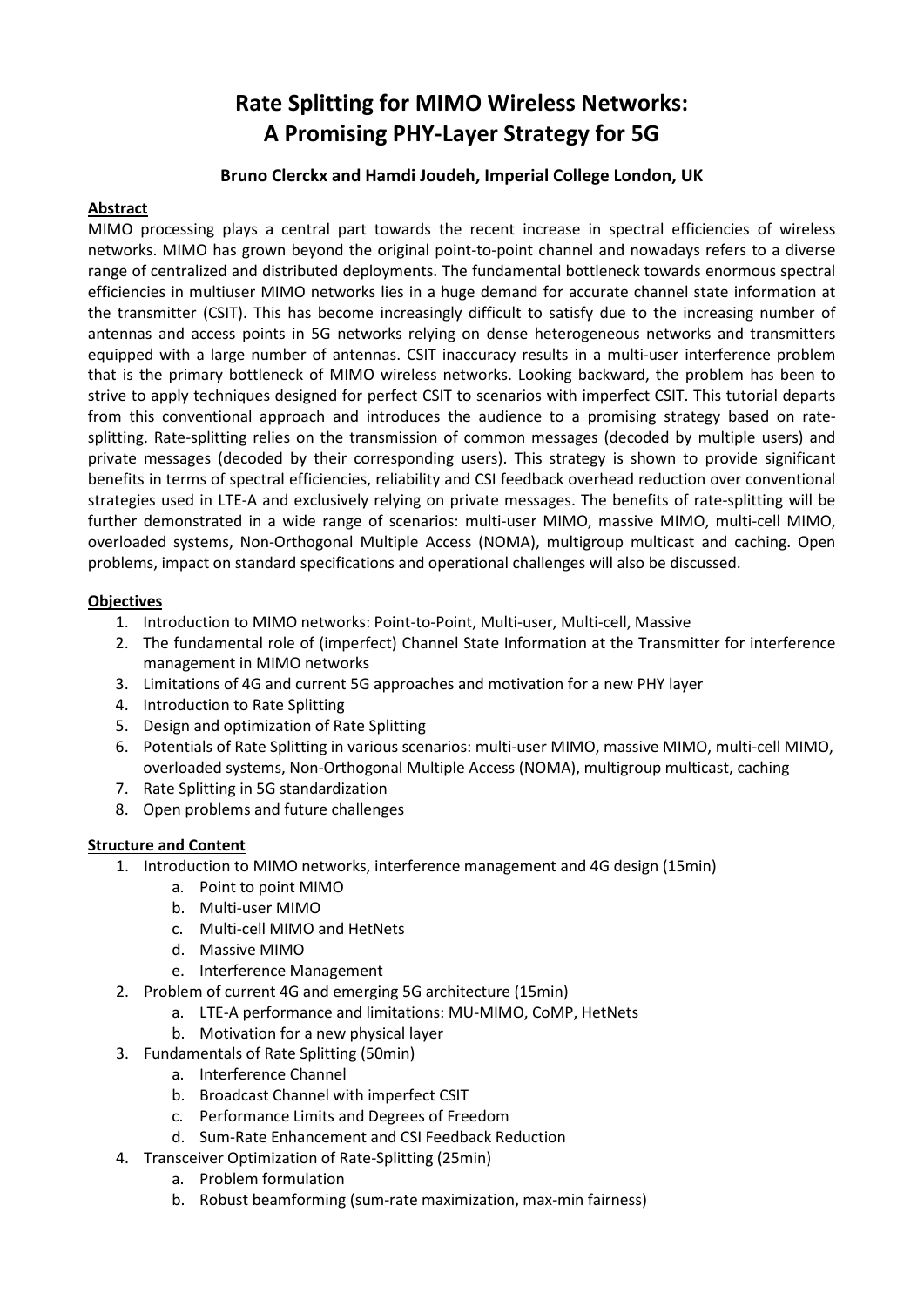# Rate Splitting for MIMO Wireless Networks: A Promising PHY-Layer Strategy for 5G

**Bruno Clerckx and Hamdi Joudeh, Imperial College London, UK**

**Abstract**

MIMO processing plays a central part towards the recent increase in spectral efficiencies of wireless networks. MIMO has grown beyond the original point-to-point channel and nowadays refers to a diverse range of centralized and distributed deployments. The fundamental bottleneck towards enormous spectral efficiencies in multiuser MIMO networks lies in a huge demand for accurate channel state information at the transmitter (CSIT). This has become increasingly difficult to satisfy due to the increasing number of antennas and access points in 5G networks relying on dense heterogeneous networks and transmitters equipped with a large number of antennas. CSIT inaccuracy results in a multi-user interference problem that is the primary bottleneck of MIMO wireless networks. Looking backward, the problem has been to strive to apply techniques designed for perfect CSIT to scenarios with imperfect CSIT. This tutorial departs from this conventional approach and introduces the audience to a promising strategy based on rate-splitting. Rate-splitting relies on the transmission of common messages (decoded by multiple users) and private messages (decoded by their corresponding users). This strategy is shown to provide significant benefits in terms of spectral efficiencies, reliability and CSI feedback overhead reduction over conventional strategies used in LTE-A and exclusively relying on private messages. The benefits of rate-splitting will be further demonstrated in a wide range of scenarios: multi-user MIMO, massive MIMO, multi-cell MIMO, overloaded systems, Non-Orthogonal Multiple Access (NOMA), multigroup multicast and caching. Open problems, impact on standard specifications and operational challenges will also be discussed.

**Objectives**

1. Introduction to MIMO networks: Point-to-Point, Multi-user, Multi-cell, Massive
2. The fundamental role of (imperfect) Channel State Information at the Transmitter for interference management in MIMO networks
3. Limitations of 4G and current 5G approaches and motivation for a new PHY layer
4. Introduction to Rate Splitting
5. Design and optimization of Rate Splitting
6. Potentials of Rate Splitting in various scenarios: multi-user MIMO, massive MIMO, multi-cell MIMO, overloaded systems, Non-Orthogonal Multiple Access (NOMA), multigroup multicast, caching
7. Rate Splitting in 5G standardization
8. Open problems and future challenges

**Structure and Content**

1. Introduction to MIMO networks, interference management and 4G design (15min)
   a. Point to point MIMO
   b. Multi-user MIMO
   c. Multi-cell MIMO and HetNets
   d. Massive MIMO
   e. Interference Management
2. Problem of current 4G and emerging 5G architecture (15min)
   a. LTE-A performance and limitations: MU-MIMO, CoMP, HetNets
   b. Motivation for a new physical layer
3. Fundamentals of Rate Splitting (50min)
   a. Interference Channel
   b. Broadcast Channel with imperfect CSIT
   c. Performance Limits and Degrees of Freedom
   d. Sum-Rate Enhancement and CSI Feedback Reduction
4. Transceiver Optimization of Rate-Splitting (25min)
   a. Problem formulation
   b. Robust beamforming (sum-rate maximization, max-min fairness)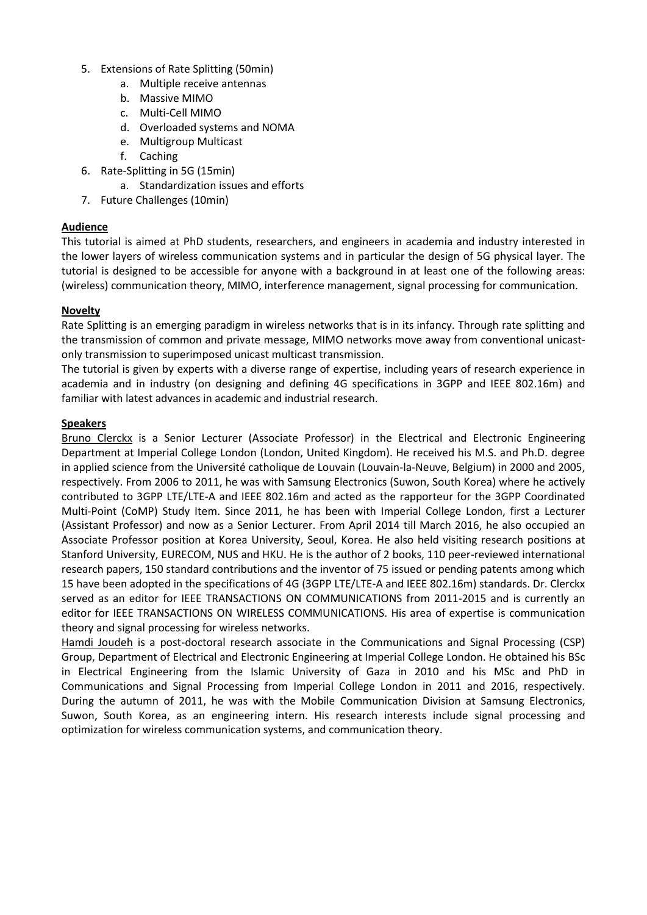5. Extensions of Rate Splitting (50min)
    a. Multiple receive antennas
    b. Massive MIMO
    c. Multi-Cell MIMO
    d. Overloaded systems and NOMA
    e. Multigroup Multicast
    f. Caching
6. Rate-Splitting in 5G (15min)
    a. Standardization issues and efforts
7. Future Challenges (10min)

**Audience**

This tutorial is aimed at PhD students, researchers, and engineers in academia and industry interested in the lower layers of wireless communication systems and in particular the design of 5G physical layer. The tutorial is designed to be accessible for anyone with a background in at least one of the following areas: (wireless) communication theory, MIMO, interference management, signal processing for communication.

**Novelty**

Rate Splitting is an emerging paradigm in wireless networks that is in its infancy. Through rate splitting and the transmission of common and private message, MIMO networks move away from conventional unicast-only transmission to superimposed unicast multicast transmission.

The tutorial is given by experts with a diverse range of expertise, including years of research experience in academia and in industry (on designing and defining 4G specifications in 3GPP and IEEE 802.16m) and familiar with latest advances in academic and industrial research.

**Speakers**

Bruno Clerckx is a Senior Lecturer (Associate Professor) in the Electrical and Electronic Engineering Department at Imperial College London (London, United Kingdom). He received his M.S. and Ph.D. degree in applied science from the Université catholique de Louvain (Louvain-la-Neuve, Belgium) in 2000 and 2005, respectively. From 2006 to 2011, he was with Samsung Electronics (Suwon, South Korea) where he actively contributed to 3GPP LTE/LTE-A and IEEE 802.16m and acted as the rapporteur for the 3GPP Coordinated Multi-Point (CoMP) Study Item. Since 2011, he has been with Imperial College London, first a Lecturer (Assistant Professor) and now as a Senior Lecturer. From April 2014 till March 2016, he also occupied an Associate Professor position at Korea University, Seoul, Korea. He also held visiting research positions at Stanford University, EURECOM, NUS and HKU. He is the author of 2 books, 110 peer-reviewed international research papers, 150 standard contributions and the inventor of 75 issued or pending patents among which 15 have been adopted in the specifications of 4G (3GPP LTE/LTE-A and IEEE 802.16m) standards. Dr. Clerckx served as an editor for IEEE TRANSACTIONS ON COMMUNICATIONS from 2011-2015 and is currently an editor for IEEE TRANSACTIONS ON WIRELESS COMMUNICATIONS. His area of expertise is communication theory and signal processing for wireless networks.

Hamdi Joudeh is a post-doctoral research associate in the Communications and Signal Processing (CSP) Group, Department of Electrical and Electronic Engineering at Imperial College London. He obtained his BSc in Electrical Engineering from the Islamic University of Gaza in 2010 and his MSc and PhD in Communications and Signal Processing from Imperial College London in 2011 and 2016, respectively. During the autumn of 2011, he was with the Mobile Communication Division at Samsung Electronics, Suwon, South Korea, as an engineering intern. His research interests include signal processing and optimization for wireless communication systems, and communication theory.